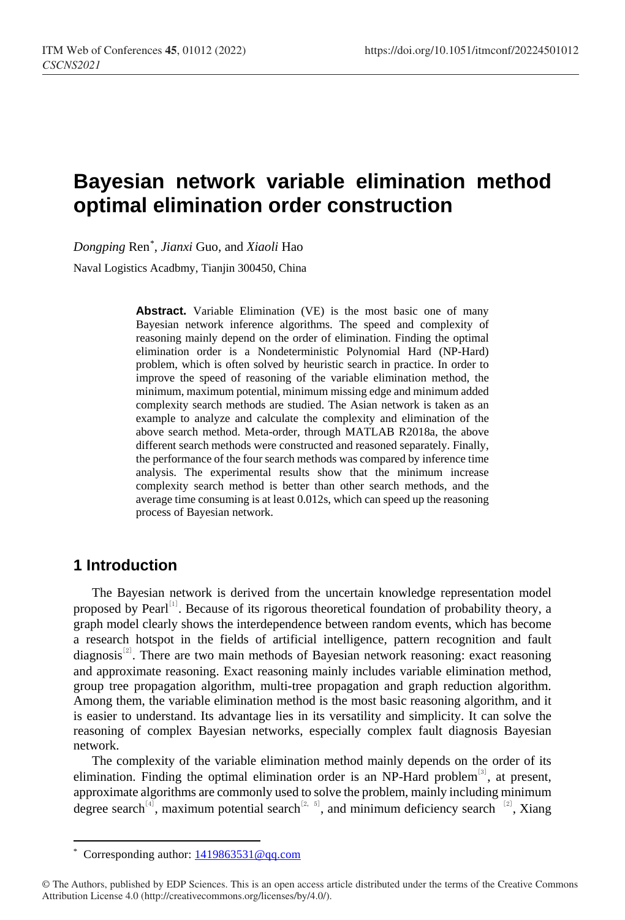# Bayesian network variable elimination method optimal elimination order construction

*Dongping* Ren[*], *Jianxi* Guo, and *Xiaoli* Hao

Naval Logistics Acadbmy, Tianjin 300450, China

**Abstract.** Variable Elimination (VE) is the most basic one of many Bayesian network inference algorithms. The speed and complexity of reasoning mainly depend on the order of elimination. Finding the optimal elimination order is a Nondeterministic Polynomial Hard (NP-Hard) problem, which is often solved by heuristic search in practice. In order to improve the speed of reasoning of the variable elimination method, the minimum, maximum potential, minimum missing edge and minimum added complexity search methods are studied. The Asian network is taken as an example to analyze and calculate the complexity and elimination of the above search method. Meta-order, through MATLAB R2018a, the above different search methods were constructed and reasoned separately. Finally, the performance of the four search methods was compared by inference time analysis. The experimental results show that the minimum increase complexity search method is better than other search methods, and the average time consuming is at least 0.012s, which can speed up the reasoning process of Bayesian network.

## 1 Introduction

The Bayesian network is derived from the uncertain knowledge representation model proposed by Pearl[1]. Because of its rigorous theoretical foundation of probability theory, a graph model clearly shows the interdependence between random events, which has become a research hotspot in the fields of artificial intelligence, pattern recognition and fault diagnosis[2]. There are two main methods of Bayesian network reasoning: exact reasoning and approximate reasoning. Exact reasoning mainly includes variable elimination method, group tree propagation algorithm, multi-tree propagation and graph reduction algorithm. Among them, the variable elimination method is the most basic reasoning algorithm, and it is easier to understand. Its advantage lies in its versatility and simplicity. It can solve the reasoning of complex Bayesian networks, especially complex fault diagnosis Bayesian network.

The complexity of the variable elimination method mainly depends on the order of its elimination. Finding the optimal elimination order is an NP-Hard problem[3], at present, approximate algorithms are commonly used to solve the problem, mainly including minimum degree search[4], maximum potential search[2, 5], and minimum deficiency search [2], Xiang

---

[*] Corresponding author: 1419863531@qq.com

© The Authors, published by EDP Sciences. This is an open access article distributed under the terms of the Creative Commons Attribution License 4.0 (http://creativecommons.org/licenses/by/4.0/).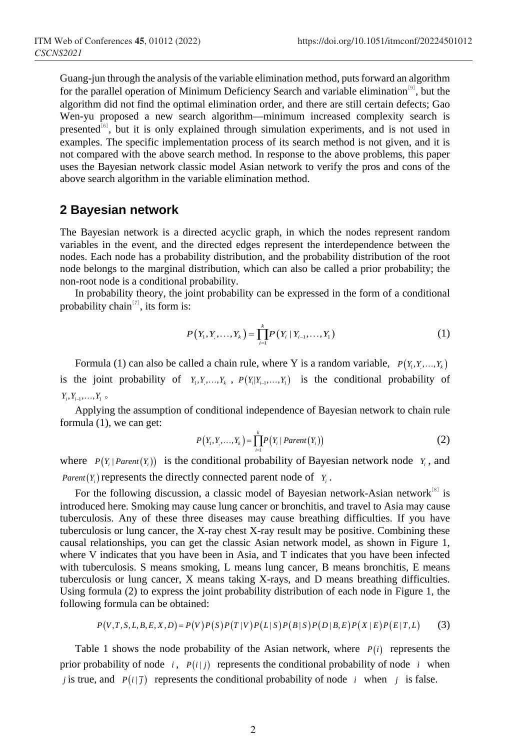Guang-jun through the analysis of the variable elimination method, puts forward an algorithm for the parallel operation of Minimum Deficiency Search and variable elimination[9], but the algorithm did not find the optimal elimination order, and there are still certain defects; Gao Wen-yu proposed a new search algorithm—minimum increased complexity search is presented[6], but it is only explained through simulation experiments, and is not used in examples. The specific implementation process of its search method is not given, and it is not compared with the above search method. In response to the above problems, this paper uses the Bayesian network classic model Asian network to verify the pros and cons of the above search algorithm in the variable elimination method.

## 2 Bayesian network

The Bayesian network is a directed acyclic graph, in which the nodes represent random variables in the event, and the directed edges represent the interdependence between the nodes. Each node has a probability distribution, and the probability distribution of the root node belongs to the marginal distribution, which can also be called a prior probability; the non-root node is a conditional probability.

In probability theory, the joint probability can be expressed in the form of a conditional probability chain[7], its form is:

$$P\left(Y_1, Y_, \ldots, Y_k\right) = \prod_{i=1}^{k} P\left(Y_i \mid Y_{i-1}, \ldots, Y_1\right) \tag{1}$$

Formula (1) can also be called a chain rule, where Y is a random variable, $P\left(Y_1, Y_, \ldots, Y_k\right)$ is the joint probability of $Y_1, Y_, \ldots, Y_k$ , $P\left(Y_i \mid Y_{i-1}, \ldots, Y_1\right)$ is the conditional probability of $Y_i, Y_{i-1}, \ldots, Y_1$ 。

Applying the assumption of conditional independence of Bayesian network to chain rule formula (1), we can get:

$$P\left(Y_1, Y_, \ldots, Y_k\right) = \prod_{i=1}^{k} P\left(Y_i \mid Parent\left(Y_i\right)\right) \tag{2}$$

where $P\left(Y_i \mid Parent\left(Y_i\right)\right)$ is the conditional probability of Bayesian network node $Y_i$, and $Parent\left(Y_i\right)$ represents the directly connected parent node of $Y_i$.

For the following discussion, a classic model of Bayesian network-Asian network[8] is introduced here. Smoking may cause lung cancer or bronchitis, and travel to Asia may cause tuberculosis. Any of these three diseases may cause breathing difficulties. If you have tuberculosis or lung cancer, the X-ray chest X-ray result may be positive. Combining these causal relationships, you can get the classic Asian network model, as shown in Figure 1, where V indicates that you have been in Asia, and T indicates that you have been infected with tuberculosis. S means smoking, L means lung cancer, B means bronchitis, E means tuberculosis or lung cancer, X means taking X-rays, and D means breathing difficulties. Using formula (2) to express the joint probability distribution of each node in Figure 1, the following formula can be obtained:

$$P\left(V,T,S,L,B,E,X,D\right) = P\left(V\right)P\left(S\right)P\left(T \mid V\right)P\left(L \mid S\right)P\left(B \mid S\right)P\left(D \mid B,E\right)P\left(X \mid E\right)P\left(E \mid T,L\right) \tag{3}$$

Table 1 shows the node probability of the Asian network, where $P(i)$ represents the prior probability of node $i$, $P(i \mid j)$ represents the conditional probability of node $i$ when $j$ is true, and $P(i \mid \overline{j})$ represents the conditional probability of node $i$ when $j$ is false.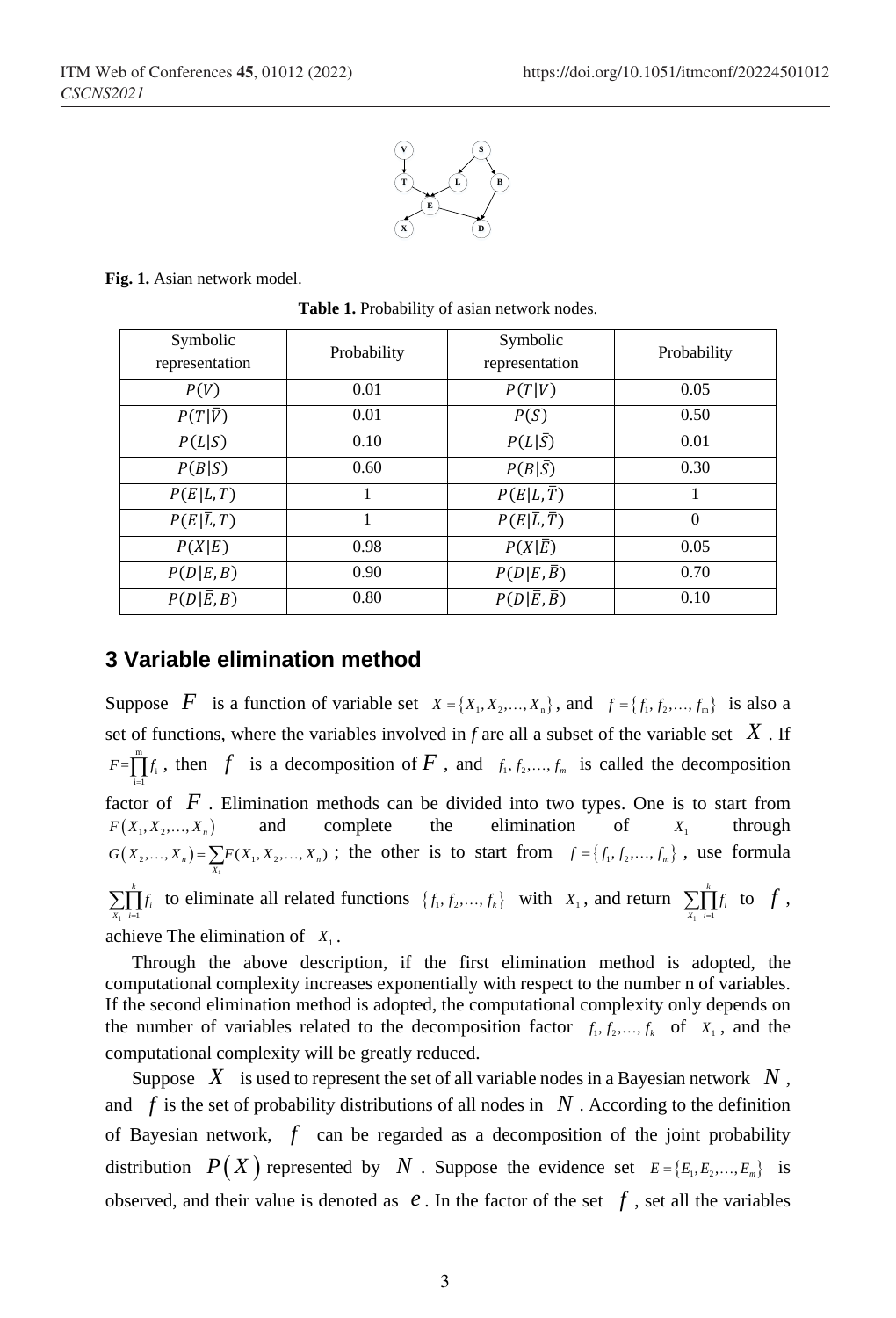Fig. 1. Asian network model.

**Table 1.** Probability of asian network nodes.

| Symbolic representation | Probability | Symbolic representation | Probability |
|---|---|---|---|
| $P(V)$ | 0.01 | $P(T\|V)$ | 0.05 |
| $P(T\|\bar{V})$ | 0.01 | $P(S)$ | 0.50 |
| $P(L\|S)$ | 0.10 | $P(L\|\bar{S})$ | 0.01 |
| $P(B\|S)$ | 0.60 | $P(B\|\bar{S})$ | 0.30 |
| $P(E\|L,T)$ | 1 | $P(E\|L,\bar{T})$ | 1 |
| $P(E\|\bar{L},T)$ | 1 | $P(E\|\bar{L},\bar{T})$ | 0 |
| $P(X\|E)$ | 0.98 | $P(X\|\bar{E})$ | 0.05 |
| $P(D\|E,B)$ | 0.90 | $P(D\|E,\bar{B})$ | 0.70 |
| $P(D\|\bar{E},B)$ | 0.80 | $P(D\|\bar{E},\bar{B})$ | 0.10 |

## 3 Variable elimination method

Suppose $F$ is a function of variable set $X=\{X_1,X_2,\ldots,X_n\}$, and $f=\{f_1,f_2,\ldots,f_m\}$ is also a set of functions, where the variables involved in *f* are all a subset of the variable set $X$. If $F=\prod_{i=1}^{m} f_i$, then $f$ is a decomposition of $F$, and $f_1,f_2,\ldots,f_m$ is called the decomposition factor of $F$. Elimination methods can be divided into two types. One is to start from $F(X_1,X_2,\ldots,X_n)$ and complete the elimination of $X_1$ through $G(X_2,\ldots,X_n)=\sum_{X_1}F(X_1,X_2,\ldots,X_n)$; the other is to start from $f=\{f_1,f_2,\ldots,f_m\}$, use formula $\sum_{X_1}\prod_{i=1}^{k} f_i$ to eliminate all related functions $\{f_1,f_2,\ldots,f_k\}$ with $X_1$, and return $\sum_{X_1}\prod_{i=1}^{k} f_i$ to $f$, achieve The elimination of $X_1$.

Through the above description, if the first elimination method is adopted, the computational complexity increases exponentially with respect to the number n of variables. If the second elimination method is adopted, the computational complexity only depends on the number of variables related to the decomposition factor $f_1,f_2,\ldots,f_k$ of $X_1$, and the computational complexity will be greatly reduced.

Suppose $X$ is used to represent the set of all variable nodes in a Bayesian network $N$, and $f$ is the set of probability distributions of all nodes in $N$. According to the definition of Bayesian network, $f$ can be regarded as a decomposition of the joint probability distribution $P(X)$ represented by $N$. Suppose the evidence set $E=\{E_1,E_2,\ldots,E_m\}$ is observed, and their value is denoted as $e$. In the factor of the set $f$, set all the variables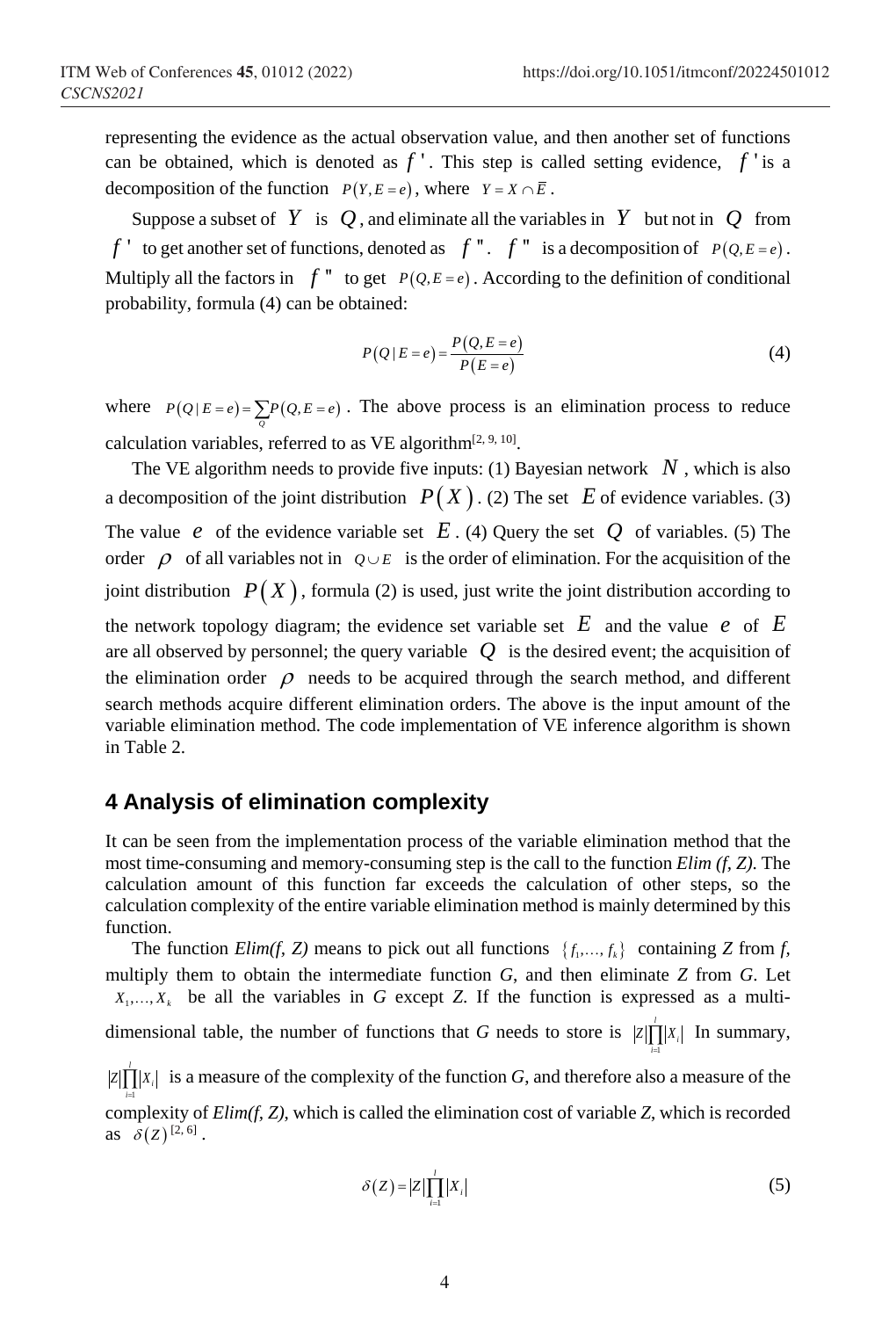representing the evidence as the actual observation value, and then another set of functions can be obtained, which is denoted as $f'$. This step is called setting evidence, $f'$ is a decomposition of the function $P(Y, E=e)$, where $Y = X \cap \bar{E}$.

Suppose a subset of $Y$ is $Q$, and eliminate all the variables in $Y$ but not in $Q$ from $f'$ to get another set of functions, denoted as $f''$. $f''$ is a decomposition of $P(Q, E=e)$. Multiply all the factors in $f''$ to get $P(Q, E=e)$. According to the definition of conditional probability, formula (4) can be obtained:

$$P(Q \mid E=e) = \frac{P(Q, E=e)}{P(E=e)} \tag{4}$$

where $P(Q \mid E=e) = \sum_{Q} P(Q, E=e)$. The above process is an elimination process to reduce calculation variables, referred to as VE algorithm[2, 9, 10].

The VE algorithm needs to provide five inputs: (1) Bayesian network $N$, which is also a decomposition of the joint distribution $P(X)$. (2) The set $E$ of evidence variables. (3) The value $e$ of the evidence variable set $E$. (4) Query the set $Q$ of variables. (5) The order $\rho$ of all variables not in $Q \cup E$ is the order of elimination. For the acquisition of the joint distribution $P(X)$, formula (2) is used, just write the joint distribution according to the network topology diagram; the evidence set variable set $E$ and the value $e$ of $E$ are all observed by personnel; the query variable $Q$ is the desired event; the acquisition of the elimination order $\rho$ needs to be acquired through the search method, and different search methods acquire different elimination orders. The above is the input amount of the variable elimination method. The code implementation of VE inference algorithm is shown in Table 2.

## 4 Analysis of elimination complexity

It can be seen from the implementation process of the variable elimination method that the most time-consuming and memory-consuming step is the call to the function *Elim (f, Z)*. The calculation amount of this function far exceeds the calculation of other steps, so the calculation complexity of the entire variable elimination method is mainly determined by this function.

The function *Elim(f, Z)* means to pick out all functions $\{f_1, \ldots, f_k\}$ containing *Z* from *f*, multiply them to obtain the intermediate function *G*, and then eliminate *Z* from *G*. Let $X_1, \ldots, X_k$ be all the variables in *G* except *Z*. If the function is expressed as a multi-dimensional table, the number of functions that *G* needs to store is $|Z|\prod_{i=1}^{l}|X_i|$ In summary, $|Z|\prod_{i=1}^{l}|X_i|$ is a measure of the complexity of the function *G*, and therefore also a measure of the complexity of *Elim(f, Z)*, which is called the elimination cost of variable *Z*, which is recorded as $\delta(Z)$[2, 6].

$$\delta(Z) = |Z|\prod_{i=1}^{l}|X_i| \tag{5}$$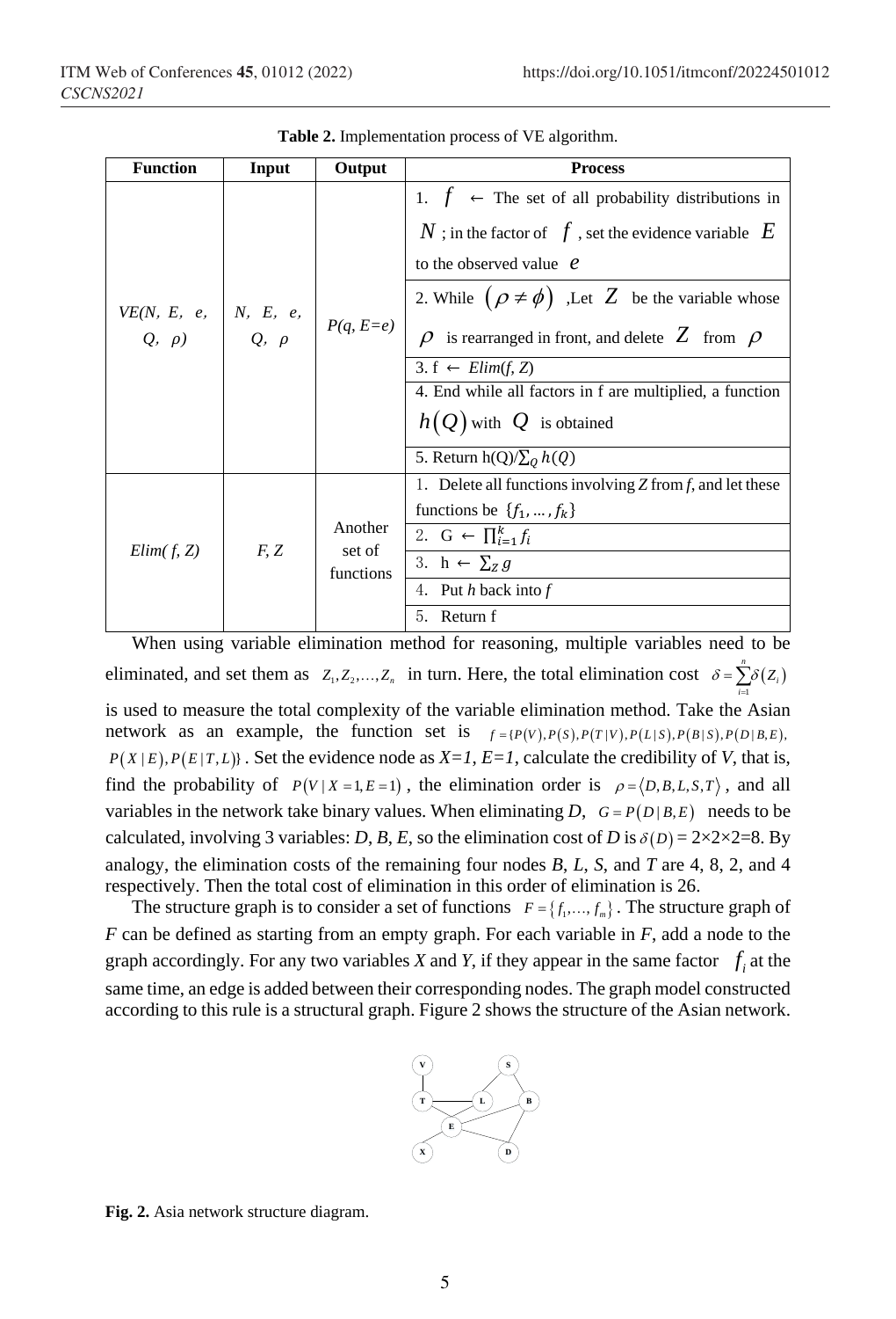**Table 2.** Implementation process of VE algorithm.

| Function | Input | Output | Process |
|---|---|---|---|
| *VE(N, E, e, Q, ρ)* | *N, E, e, Q, ρ* | *P(q, E=e)* | 1. $f$ ← The set of all probability distributions in $N$ ; in the factor of $f$ , set the evidence variable $E$ to the observed value $e$ |
| | | | 2. While $(\rho \neq \phi)$ ,Let $Z$ be the variable whose $\rho$ is rearranged in front, and delete $Z$ from $\rho$ |
| | | | 3. f ← *Elim(f, Z)* |
| | | | 4. End while all factors in f are multiplied, a function $h(Q)$ with $Q$ is obtained |
| | | | 5. Return $h(Q)/\sum_Q h(Q)$ |
| *Elim( f, Z)* | *F, Z* | Another set of functions | 1. Delete all functions involving *Z* from *f*, and let these functions be $\{f_1, \dots, f_k\}$ |
| | | | 2. G ← $\prod_{i=1}^{k} f_i$ |
| | | | 3. h ← $\sum_Z g$ |
| | | | 4. Put *h* back into *f* |
| | | | 5. Return f |

When using variable elimination method for reasoning, multiple variables need to be eliminated, and set them as $Z_1, Z_2, \dots, Z_n$ in turn. Here, the total elimination cost $\delta = \sum_{i=1}^{n} \delta(Z_i)$ is used to measure the total complexity of the variable elimination method. Take the Asian network as an example, the function set is $f = \{P(V), P(S), P(T|V), P(L|S), P(B|S), P(D|B,E), P(X|E), P(E|T,L)\}$. Set the evidence node as *X=1, E=1*, calculate the credibility of *V*, that is, find the probability of $P(V|X=1, E=1)$, the elimination order is $\rho = \langle D, B, L, S, T \rangle$, and all variables in the network take binary values. When eliminating *D*, $G = P(D|B,E)$ needs to be calculated, involving 3 variables: *D*, *B*, *E*, so the elimination cost of *D* is $\delta(D) = 2\times2\times2=8$. By analogy, the elimination costs of the remaining four nodes *B*, *L*, *S*, and *T* are 4, 8, 2, and 4 respectively. Then the total cost of elimination in this order of elimination is 26.

The structure graph is to consider a set of functions $F = \{f_1, \dots, f_m\}$. The structure graph of *F* can be defined as starting from an empty graph. For each variable in *F*, add a node to the graph accordingly. For any two variables *X* and *Y*, if they appear in the same factor $f_i$ at the same time, an edge is added between their corresponding nodes. The graph model constructed according to this rule is a structural graph. Figure 2 shows the structure of the Asian network.

**Fig. 2.** Asia network structure diagram.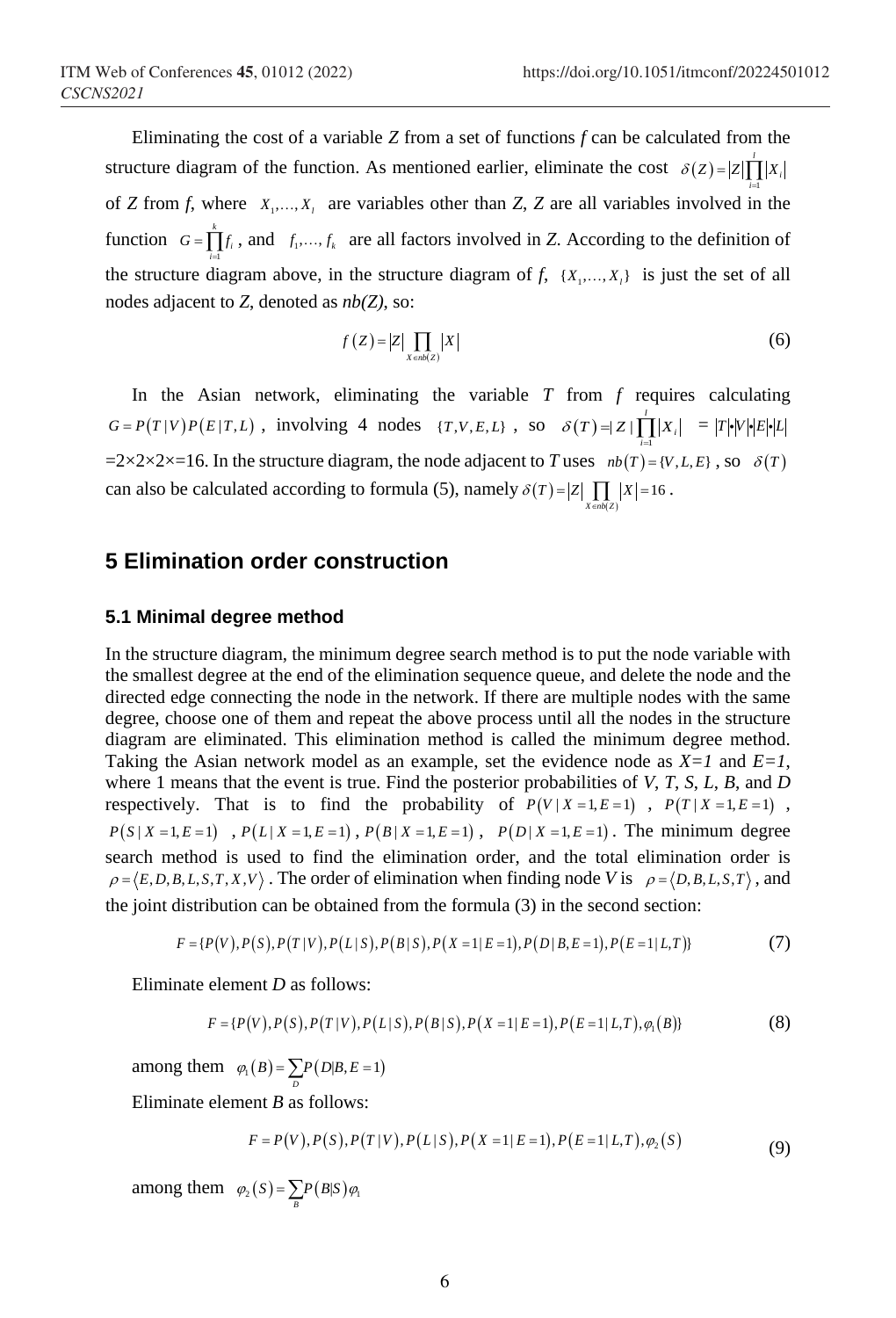Eliminating the cost of a variable *Z* from a set of functions *f* can be calculated from the structure diagram of the function. As mentioned earlier, eliminate the cost $\delta(Z)=|Z|\prod_{i=1}^{l}|X_i|$ of *Z* from *f*, where $X_1,\ldots,X_l$ are variables other than *Z*, *Z* are all variables involved in the function $G=\prod_{i=1}^{k}f_i$, and $f_1,\ldots,f_k$ are all factors involved in *Z*. According to the definition of the structure diagram above, in the structure diagram of *f*, $\{X_1,\ldots,X_l\}$ is just the set of all nodes adjacent to *Z*, denoted as *nb(Z)*, so:

$$f(Z)=|Z|\prod_{X\in nb(Z)}|X| \tag{6}$$

In the Asian network, eliminating the variable *T* from *f* requires calculating $G=P(T|V)P(E|T,L)$, involving 4 nodes $\{T,V,E,L\}$, so $\delta(T)=|Z|\prod_{i=1}^{l}|X_i| = |T|\bullet|V|\bullet|E|\bullet|L|$ $=2\times2\times2\times=16$. In the structure diagram, the node adjacent to *T* uses $nb(T)=\{V,L,E\}$, so $\delta(T)$ can also be calculated according to formula (5), namely $\delta(T)=|Z|\prod_{X\in nb(Z)}|X|=16$.

## 5 Elimination order construction

### 5.1 Minimal degree method

In the structure diagram, the minimum degree search method is to put the node variable with the smallest degree at the end of the elimination sequence queue, and delete the node and the directed edge connecting the node in the network. If there are multiple nodes with the same degree, choose one of them and repeat the above process until all the nodes in the structure diagram are eliminated. This elimination method is called the minimum degree method. Taking the Asian network model as an example, set the evidence node as *X=1* and *E=1*, where 1 means that the event is true. Find the posterior probabilities of *V*, *T*, *S*, *L*, *B*, and *D* respectively. That is to find the probability of $P(V|X=1,E=1)$, $P(T|X=1,E=1)$, $P(S|X=1,E=1)$, $P(L|X=1,E=1)$, $P(B|X=1,E=1)$, $P(D|X=1,E=1)$. The minimum degree search method is used to find the elimination order, and the total elimination order is $\rho=\langle E,D,B,L,S,T,X,V\rangle$. The order of elimination when finding node *V* is $\rho=\langle D,B,L,S,T\rangle$, and the joint distribution can be obtained from the formula (3) in the second section:

$$F=\{P(V),P(S),P(T|V),P(L|S),P(B|S),P(X=1|E=1),P(D|B,E=1),P(E=1|L,T)\} \tag{7}$$

Eliminate element *D* as follows:

$$F=\{P(V),P(S),P(T|V),P(L|S),P(B|S),P(X=1|E=1),P(E=1|L,T),\varphi_1(B)\} \tag{8}$$

among them $\varphi_1(B)=\sum_{D}P(D|B,E=1)$

Eliminate element *B* as follows:

$$F=P(V),P(S),P(T|V),P(L|S),P(X=1|E=1),P(E=1|L,T),\varphi_2(S) \tag{9}$$

among them $\varphi_2(S)=\sum_{B}P(B|S)\varphi_1$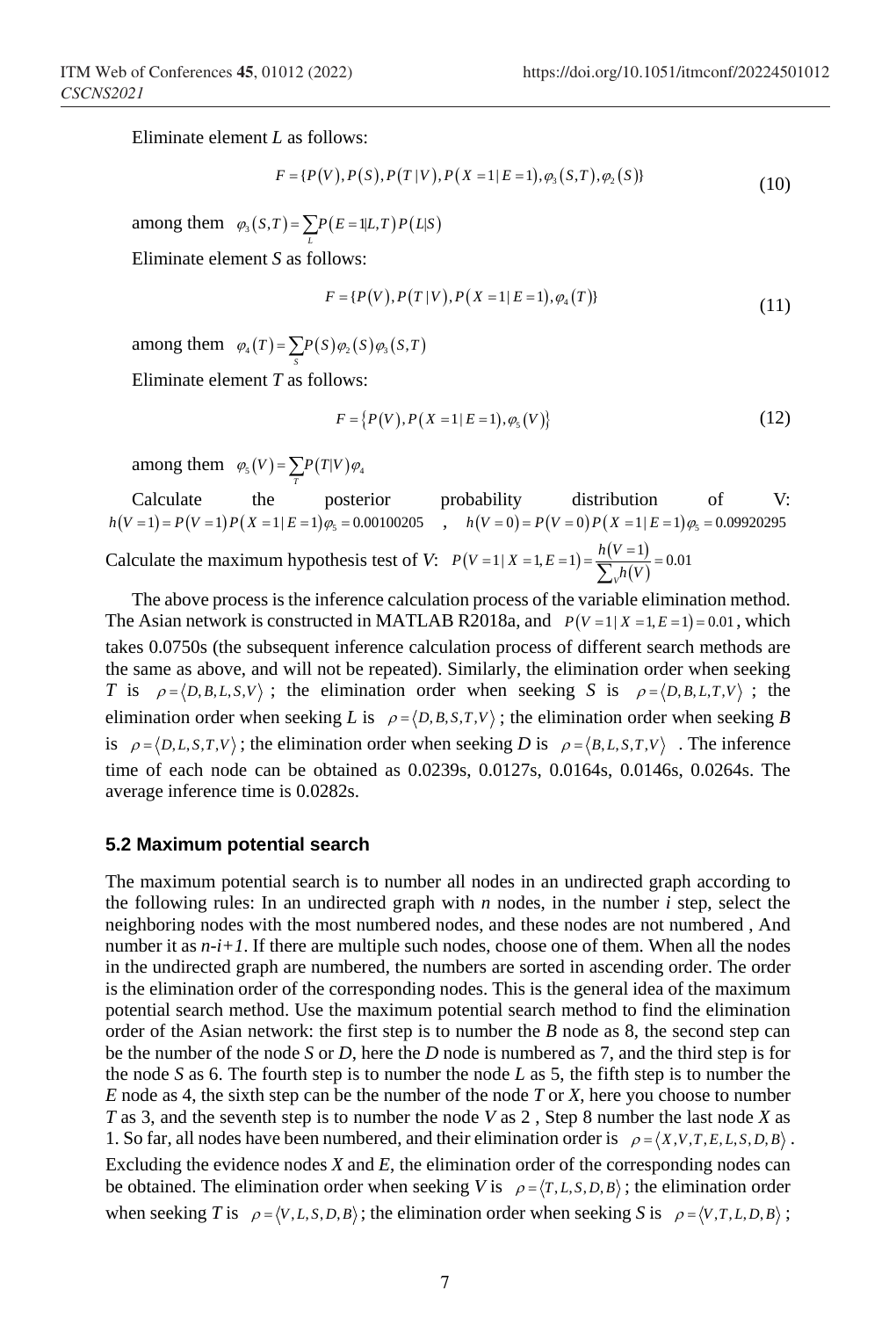Eliminate element *L* as follows:

$$F = \{P(V), P(S), P(T|V), P(X=1|E=1), \varphi_3(S,T), \varphi_2(S)\} \tag{10}$$

among them $\varphi_3(S,T) = \sum_L P(E=1|L,T)P(L|S)$

Eliminate element *S* as follows:

$$F = \{P(V), P(T|V), P(X=1|E=1), \varphi_4(T)\} \tag{11}$$

among them $\varphi_4(T) = \sum_S P(S)\varphi_2(S)\varphi_3(S,T)$

Eliminate element *T* as follows:

$$F = \{P(V), P(X=1|E=1), \varphi_5(V)\} \tag{12}$$

among them $\varphi_5(V) = \sum_T P(T|V)\varphi_4$

Calculate the posterior probability distribution of V: $h(V=1) = P(V=1)P(X=1|E=1)\varphi_5 = 0.00100205$ , $h(V=0) = P(V=0)P(X=1|E=1)\varphi_5 = 0.09920295$

Calculate the maximum hypothesis test of *V*: $P(V=1|X=1,E=1) = \frac{h(V=1)}{\sum_V h(V)} = 0.01$

The above process is the inference calculation process of the variable elimination method. The Asian network is constructed in MATLAB R2018a, and $P(V=1|X=1,E=1) = 0.01$, which takes 0.0750s (the subsequent inference calculation process of different search methods are the same as above, and will not be repeated). Similarly, the elimination order when seeking *T* is $\rho = \langle D,B,L,S,V \rangle$ ; the elimination order when seeking *S* is $\rho = \langle D,B,L,T,V \rangle$ ; the elimination order when seeking *L* is $\rho = \langle D,B,S,T,V \rangle$ ; the elimination order when seeking *B* is $\rho = \langle D,L,S,T,V \rangle$ ; the elimination order when seeking *D* is $\rho = \langle B,L,S,T,V \rangle$ . The inference time of each node can be obtained as 0.0239s, 0.0127s, 0.0164s, 0.0146s, 0.0264s. The average inference time is 0.0282s.

### 5.2 Maximum potential search

The maximum potential search is to number all nodes in an undirected graph according to the following rules: In an undirected graph with *n* nodes, in the number *i* step, select the neighboring nodes with the most numbered nodes, and these nodes are not numbered , And number it as *n-i+1*. If there are multiple such nodes, choose one of them. When all the nodes in the undirected graph are numbered, the numbers are sorted in ascending order. The order is the elimination order of the corresponding nodes. This is the general idea of the maximum potential search method. Use the maximum potential search method to find the elimination order of the Asian network: the first step is to number the *B* node as 8, the second step can be the number of the node *S* or *D*, here the *D* node is numbered as 7, and the third step is for the node *S* as 6. The fourth step is to number the node *L* as 5, the fifth step is to number the *E* node as 4, the sixth step can be the number of the node *T* or *X*, here you choose to number *T* as 3, and the seventh step is to number the node *V* as 2 , Step 8 number the last node *X* as 1. So far, all nodes have been numbered, and their elimination order is $\rho = \langle X,V,T,E,L,S,D,B \rangle$ . Excluding the evidence nodes *X* and *E*, the elimination order of the corresponding nodes can be obtained. The elimination order when seeking *V* is $\rho = \langle T,L,S,D,B \rangle$ ; the elimination order when seeking *T* is $\rho = \langle V,L,S,D,B \rangle$ ; the elimination order when seeking *S* is $\rho = \langle V,T,L,D,B \rangle$ ;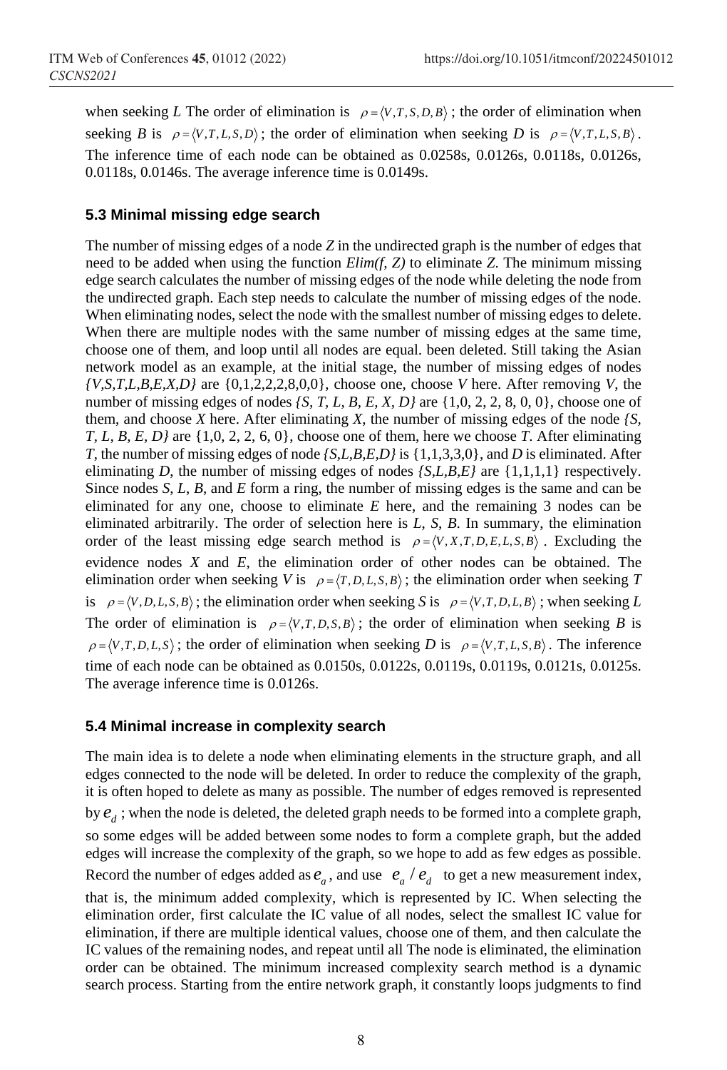when seeking *L* The order of elimination is $\rho = \langle V,T,S,D,B \rangle$ ; the order of elimination when seeking *B* is $\rho = \langle V,T,L,S,D \rangle$ ; the order of elimination when seeking *D* is $\rho = \langle V,T,L,S,B \rangle$ . The inference time of each node can be obtained as 0.0258s, 0.0126s, 0.0118s, 0.0126s, 0.0118s, 0.0146s. The average inference time is 0.0149s.

### 5.3 Minimal missing edge search

The number of missing edges of a node *Z* in the undirected graph is the number of edges that need to be added when using the function *Elim(f, Z)* to eliminate *Z*. The minimum missing edge search calculates the number of missing edges of the node while deleting the node from the undirected graph. Each step needs to calculate the number of missing edges of the node. When eliminating nodes, select the node with the smallest number of missing edges to delete. When there are multiple nodes with the same number of missing edges at the same time, choose one of them, and loop until all nodes are equal. been deleted. Still taking the Asian network model as an example, at the initial stage, the number of missing edges of nodes *{V,S,T,L,B,E,X,D}* are {0,1,2,2,2,8,0,0}, choose one, choose *V* here. After removing *V*, the number of missing edges of nodes *{S, T, L, B, E, X, D}* are {1,0, 2, 2, 8, 0, 0}, choose one of them, and choose *X* here. After eliminating *X*, the number of missing edges of the node *{S, T, L, B, E, D}* are {1,0, 2, 2, 6, 0}, choose one of them, here we choose *T*. After eliminating *T*, the number of missing edges of node *{S,L,B,E,D}* is {1,1,3,3,0}, and *D* is eliminated. After eliminating *D*, the number of missing edges of nodes *{S,L,B,E}* are {1,1,1,1} respectively. Since nodes *S*, *L*, *B*, and *E* form a ring, the number of missing edges is the same and can be eliminated for any one, choose to eliminate *E* here, and the remaining 3 nodes can be eliminated arbitrarily. The order of selection here is *L*, *S*, *B*. In summary, the elimination order of the least missing edge search method is $\rho = \langle V,X,T,D,E,L,S,B \rangle$ . Excluding the evidence nodes *X* and *E*, the elimination order of other nodes can be obtained. The elimination order when seeking *V* is $\rho = \langle T,D,L,S,B \rangle$ ; the elimination order when seeking *T* is $\rho = \langle V,D,L,S,B \rangle$ ; the elimination order when seeking *S* is $\rho = \langle V,T,D,L,B \rangle$ ; when seeking *L* The order of elimination is $\rho = \langle V,T,D,S,B \rangle$ ; the order of elimination when seeking *B* is $\rho = \langle V,T,D,L,S \rangle$ ; the order of elimination when seeking *D* is $\rho = \langle V,T,L,S,B \rangle$ . The inference time of each node can be obtained as 0.0150s, 0.0122s, 0.0119s, 0.0119s, 0.0121s, 0.0125s. The average inference time is 0.0126s.

### 5.4 Minimal increase in complexity search

The main idea is to delete a node when eliminating elements in the structure graph, and all edges connected to the node will be deleted. In order to reduce the complexity of the graph, it is often hoped to delete as many as possible. The number of edges removed is represented by $e_d$ ; when the node is deleted, the deleted graph needs to be formed into a complete graph, so some edges will be added between some nodes to form a complete graph, but the added edges will increase the complexity of the graph, so we hope to add as few edges as possible. Record the number of edges added as $e_a$ , and use $e_a / e_d$ to get a new measurement index, that is, the minimum added complexity, which is represented by IC. When selecting the elimination order, first calculate the IC value of all nodes, select the smallest IC value for elimination, if there are multiple identical values, choose one of them, and then calculate the IC values of the remaining nodes, and repeat until All The node is eliminated, the elimination order can be obtained. The minimum increased complexity search method is a dynamic search process. Starting from the entire network graph, it constantly loops judgments to find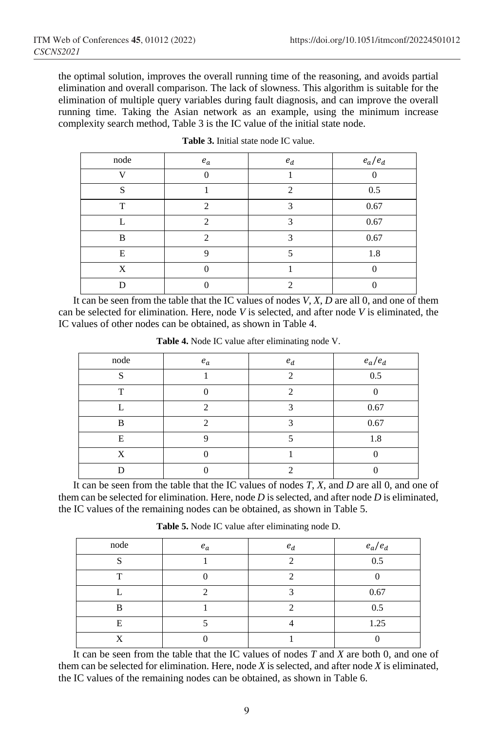the optimal solution, improves the overall running time of the reasoning, and avoids partial elimination and overall comparison. The lack of slowness. This algorithm is suitable for the elimination of multiple query variables during fault diagnosis, and can improve the overall running time. Taking the Asian network as an example, using the minimum increase complexity search method, Table 3 is the IC value of the initial state node.

**Table 3.** Initial state node IC value.

| node | $e_a$ | $e_d$ | $e_a/e_d$ |
|---|---|---|---|
| V | 0 | 1 | 0 |
| S | 1 | 2 | 0.5 |
| T | 2 | 3 | 0.67 |
| L | 2 | 3 | 0.67 |
| B | 2 | 3 | 0.67 |
| E | 9 | 5 | 1.8 |
| X | 0 | 1 | 0 |
| D | 0 | 2 | 0 |

It can be seen from the table that the IC values of nodes *V*, *X*, *D* are all 0, and one of them can be selected for elimination. Here, node *V* is selected, and after node *V* is eliminated, the IC values of other nodes can be obtained, as shown in Table 4.

**Table 4.** Node IC value after eliminating node V.

| node | $e_a$ | $e_d$ | $e_a/e_d$ |
|---|---|---|---|
| S | 1 | 2 | 0.5 |
| T | 0 | 2 | 0 |
| L | 2 | 3 | 0.67 |
| B | 2 | 3 | 0.67 |
| E | 9 | 5 | 1.8 |
| X | 0 | 1 | 0 |
| D | 0 | 2 | 0 |

It can be seen from the table that the IC values of nodes *T*, *X*, and *D* are all 0, and one of them can be selected for elimination. Here, node *D* is selected, and after node *D* is eliminated, the IC values of the remaining nodes can be obtained, as shown in Table 5.

**Table 5.** Node IC value after eliminating node D.

| node | $e_a$ | $e_d$ | $e_a/e_d$ |
|---|---|---|---|
| S | 1 | 2 | 0.5 |
| T | 0 | 2 | 0 |
| L | 2 | 3 | 0.67 |
| B | 1 | 2 | 0.5 |
| E | 5 | 4 | 1.25 |
| X | 0 | 1 | 0 |

It can be seen from the table that the IC values of nodes *T* and *X* are both 0, and one of them can be selected for elimination. Here, node *X* is selected, and after node *X* is eliminated, the IC values of the remaining nodes can be obtained, as shown in Table 6.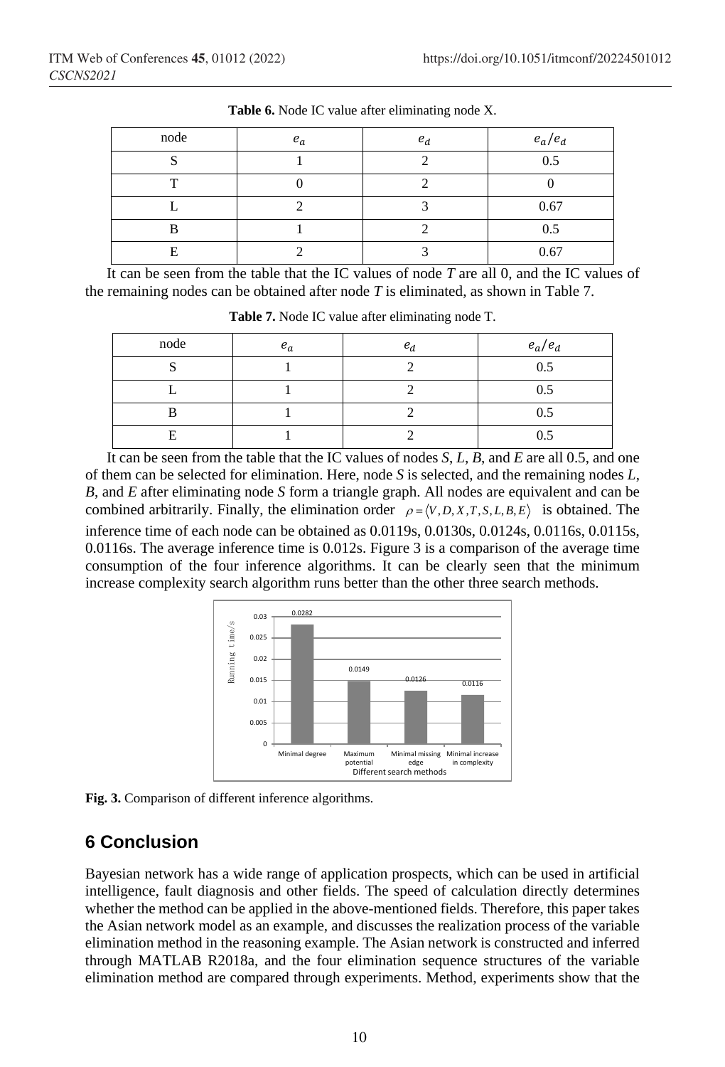**Table 6.** Node IC value after eliminating node X.

| node | $e_a$ | $e_d$ | $e_a/e_d$ |
|---|---|---|---|
| S | 1 | 2 | 0.5 |
| T | 0 | 2 | 0 |
| L | 2 | 3 | 0.67 |
| B | 1 | 2 | 0.5 |
| E | 2 | 3 | 0.67 |

It can be seen from the table that the IC values of node *T* are all 0, and the IC values of the remaining nodes can be obtained after node *T* is eliminated, as shown in Table 7.

**Table 7.** Node IC value after eliminating node T.

| node | $e_a$ | $e_d$ | $e_a/e_d$ |
|---|---|---|---|
| S | 1 | 2 | 0.5 |
| L | 1 | 2 | 0.5 |
| B | 1 | 2 | 0.5 |
| E | 1 | 2 | 0.5 |

It can be seen from the table that the IC values of nodes *S*, *L*, *B*, and *E* are all 0.5, and one of them can be selected for elimination. Here, node *S* is selected, and the remaining nodes *L*, *B*, and *E* after eliminating node *S* form a triangle graph. All nodes are equivalent and can be combined arbitrarily. Finally, the elimination order $\rho = \langle V, D, X, T, S, L, B, E \rangle$ is obtained. The inference time of each node can be obtained as 0.0119s, 0.0130s, 0.0124s, 0.0116s, 0.0115s, 0.0116s. The average inference time is 0.012s. Figure 3 is a comparison of the average time consumption of the four inference algorithms. It can be clearly seen that the minimum increase complexity search algorithm runs better than the other three search methods.

**Fig. 3.** Comparison of different inference algorithms.

## 6 Conclusion

Bayesian network has a wide range of application prospects, which can be used in artificial intelligence, fault diagnosis and other fields. The speed of calculation directly determines whether the method can be applied in the above-mentioned fields. Therefore, this paper takes the Asian network model as an example, and discusses the realization process of the variable elimination method in the reasoning example. The Asian network is constructed and inferred through MATLAB R2018a, and the four elimination sequence structures of the variable elimination method are compared through experiments. Method, experiments show that the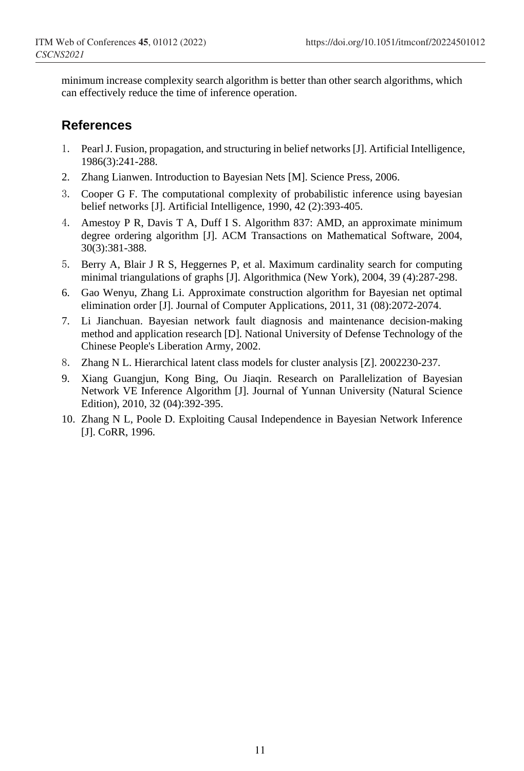minimum increase complexity search algorithm is better than other search algorithms, which can effectively reduce the time of inference operation.

## References

1. Pearl J. Fusion, propagation, and structuring in belief networks [J]. Artificial Intelligence, 1986(3):241-288.
2. Zhang Lianwen. Introduction to Bayesian Nets [M]. Science Press, 2006.
3. Cooper G F. The computational complexity of probabilistic inference using bayesian belief networks [J]. Artificial Intelligence, 1990, 42 (2):393-405.
4. Amestoy P R, Davis T A, Duff I S. Algorithm 837: AMD, an approximate minimum degree ordering algorithm [J]. ACM Transactions on Mathematical Software, 2004, 30(3):381-388.
5. Berry A, Blair J R S, Heggernes P, et al. Maximum cardinality search for computing minimal triangulations of graphs [J]. Algorithmica (New York), 2004, 39 (4):287-298.
6. Gao Wenyu, Zhang Li. Approximate construction algorithm for Bayesian net optimal elimination order [J]. Journal of Computer Applications, 2011, 31 (08):2072-2074.
7. Li Jianchuan. Bayesian network fault diagnosis and maintenance decision-making method and application research [D]. National University of Defense Technology of the Chinese People's Liberation Army, 2002.
8. Zhang N L. Hierarchical latent class models for cluster analysis [Z]. 2002230-237.
9. Xiang Guangjun, Kong Bing, Ou Jiaqin. Research on Parallelization of Bayesian Network VE Inference Algorithm [J]. Journal of Yunnan University (Natural Science Edition), 2010, 32 (04):392-395.
10. Zhang N L, Poole D. Exploiting Causal Independence in Bayesian Network Inference [J]. CoRR, 1996.